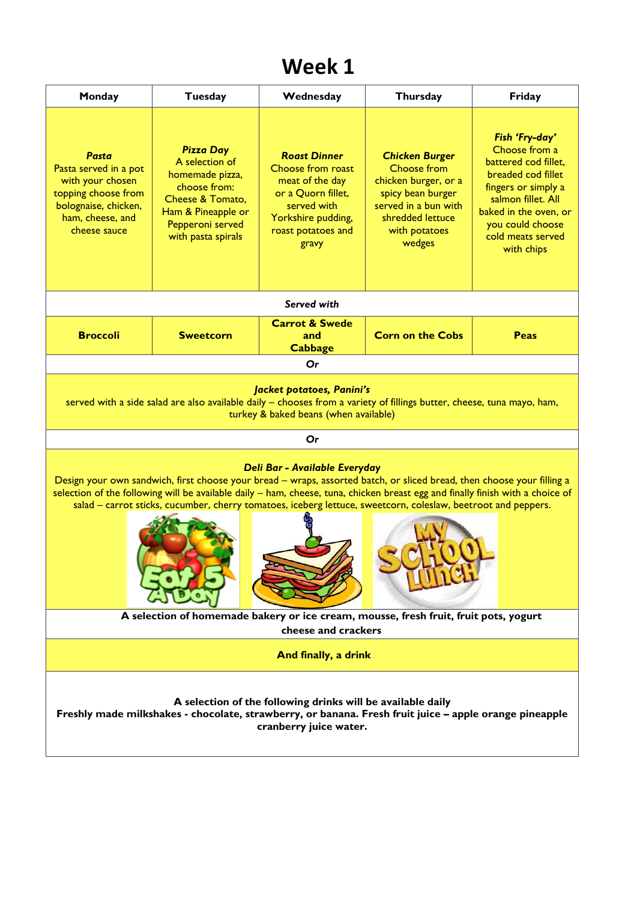# Week 1

| Monday | Tuesday | Wednesday | Thursday | Friday |
|---|---|---|---|---|
| ***Pasta*** Pasta served in a pot with your chosen topping choose from bolognaise, chicken, ham, cheese, and cheese sauce | ***Pizza Day*** A selection of homemade pizza, choose from: Cheese & Tomato, Ham & Pineapple or Pepperoni served with pasta spirals | ***Roast Dinner*** Choose from roast meat of the day or a Quorn fillet, served with Yorkshire pudding, roast potatoes and gravy | ***Chicken Burger*** Choose from chicken burger, or a spicy bean burger served in a bun with shredded lettuce with potatoes wedges | ***Fish 'Fry-day'*** Choose from a battered cod fillet, breaded cod fillet fingers or simply a salmon fillet. All baked in the oven, or you could choose cold meats served with chips |
| ***Served with*** | | | | |
| **Broccoli** | **Sweetcorn** | **Carrot & Swede and Cabbage** | **Corn on the Cobs** | **Peas** |

***Or***

***Jacket potatoes, Panini's***
served with a side salad are also available daily – chooses from a variety of fillings butter, cheese, tuna mayo, ham, turkey & baked beans (when available)

***Or***

***Deli Bar - Available Everyday***
Design your own sandwich, first choose your bread – wraps, assorted batch, or sliced bread, then choose your filling a selection of the following will be available daily – ham, cheese, tuna, chicken breast egg and finally finish with a choice of salad – carrot sticks, cucumber, cherry tomatoes, iceberg lettuce, sweetcorn, coleslaw, beetroot and peppers.

**A selection of homemade bakery or ice cream, mousse, fresh fruit, fruit pots, yogurt cheese and crackers**

**And finally, a drink**

**A selection of the following drinks will be available daily**
**Freshly made milkshakes - chocolate, strawberry, or banana. Fresh fruit juice – apple orange pineapple cranberry juice water.**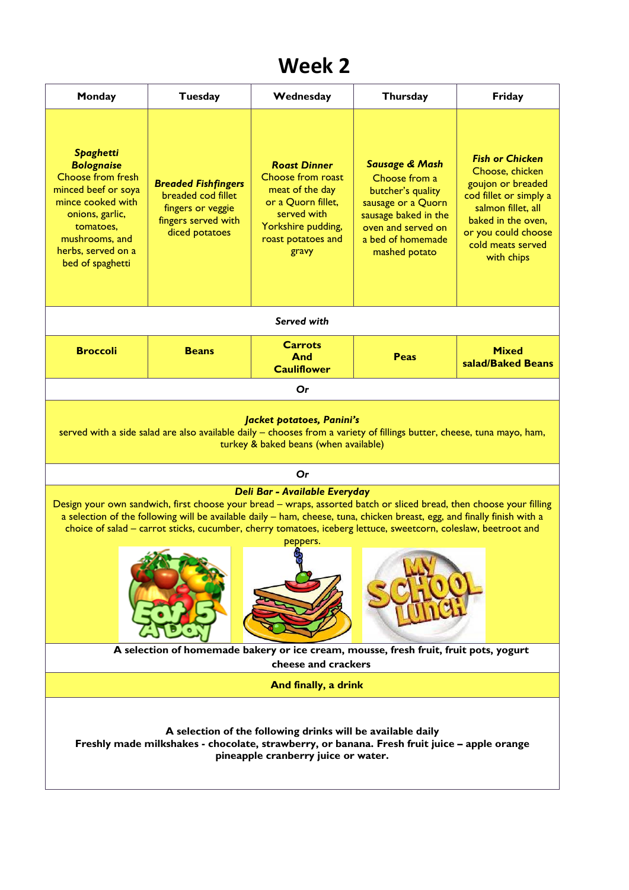# Week 2

| Monday | Tuesday | Wednesday | Thursday | Friday |
|---|---|---|---|---|
| ***Spaghetti Bolognaise*** Choose from fresh minced beef or soya mince cooked with onions, garlic, tomatoes, mushrooms, and herbs, served on a bed of spaghetti | ***Breaded Fishfingers*** breaded cod fillet fingers or veggie fingers served with diced potatoes | ***Roast Dinner*** Choose from roast meat of the day or a Quorn fillet, served with Yorkshire pudding, roast potatoes and gravy | ***Sausage & Mash*** Choose from a butcher's quality sausage or a Quorn sausage baked in the oven and served on a bed of homemade mashed potato | ***Fish or Chicken*** Choose, chicken goujon or breaded cod fillet or simply a salmon fillet, all baked in the oven, or you could choose cold meats served with chips |
| | | ***Served with*** | | |
| **Broccoli** | **Beans** | **Carrots And Cauliflower** | **Peas** | **Mixed salad/Baked Beans** |

***Or***

***Jacket potatoes, Panini's***
served with a side salad are also available daily – chooses from a variety of fillings butter, cheese, tuna mayo, ham, turkey & baked beans (when available)

***Or***

***Deli Bar - Available Everyday***
Design your own sandwich, first choose your bread – wraps, assorted batch or sliced bread, then choose your filling a selection of the following will be available daily – ham, cheese, tuna, chicken breast, egg, and finally finish with a choice of salad – carrot sticks, cucumber, cherry tomatoes, iceberg lettuce, sweetcorn, coleslaw, beetroot and peppers.

**A selection of homemade bakery or ice cream, mousse, fresh fruit, fruit pots, yogurt cheese and crackers**

**And finally, a drink**

**A selection of the following drinks will be available daily**
**Freshly made milkshakes - chocolate, strawberry, or banana. Fresh fruit juice – apple orange pineapple cranberry juice or water.**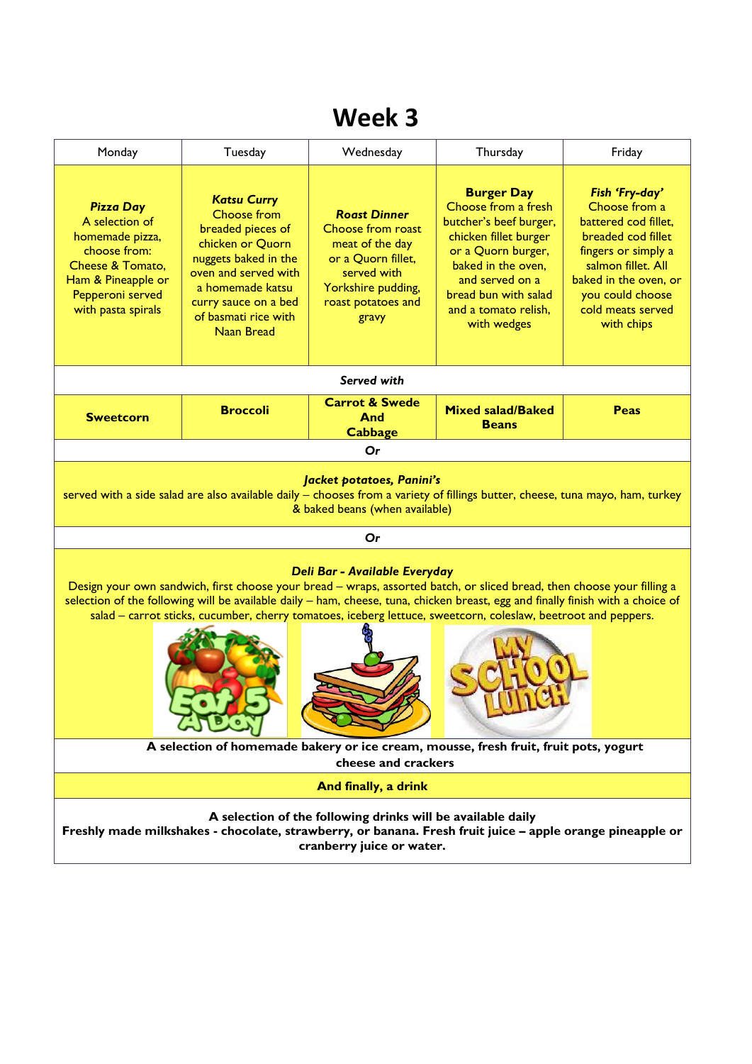# Week 3

| Monday | Tuesday | Wednesday | Thursday | Friday |
|---|---|---|---|---|
| ***Pizza Day*** A selection of homemade pizza, choose from: Cheese & Tomato, Ham & Pineapple or Pepperoni served with pasta spirals | ***Katsu Curry*** Choose from breaded pieces of chicken or Quorn nuggets baked in the oven and served with a homemade katsu curry sauce on a bed of basmati rice with Naan Bread | ***Roast Dinner*** Choose from roast meat of the day or a Quorn fillet, served with Yorkshire pudding, roast potatoes and gravy | **Burger Day** Choose from a fresh butcher's beef burger, chicken fillet burger or a Quorn burger, baked in the oven, and served on a bread bun with salad and a tomato relish, with wedges | ***Fish 'Fry-day'*** Choose from a battered cod fillet, breaded cod fillet fingers or simply a salmon fillet. All baked in the oven, or you could choose cold meats served with chips |
| | | ***Served with*** | | |
| **Sweetcorn** | **Broccoli** | **Carrot & Swede And Cabbage** | **Mixed salad/Baked Beans** | **Peas** |

***Or***

***Jacket potatoes, Panini's***
served with a side salad are also available daily – chooses from a variety of fillings butter, cheese, tuna mayo, ham, turkey & baked beans (when available)

***Or***

***Deli Bar - Available Everyday***
Design your own sandwich, first choose your bread – wraps, assorted batch, or sliced bread, then choose your filling a selection of the following will be available daily – ham, cheese, tuna, chicken breast, egg and finally finish with a choice of salad – carrot sticks, cucumber, cherry tomatoes, iceberg lettuce, sweetcorn, coleslaw, beetroot and peppers.

**A selection of homemade bakery or ice cream, mousse, fresh fruit, fruit pots, yogurt cheese and crackers**

**And finally, a drink**

**A selection of the following drinks will be available daily**
**Freshly made milkshakes - chocolate, strawberry, or banana. Fresh fruit juice – apple orange pineapple or cranberry juice or water.**